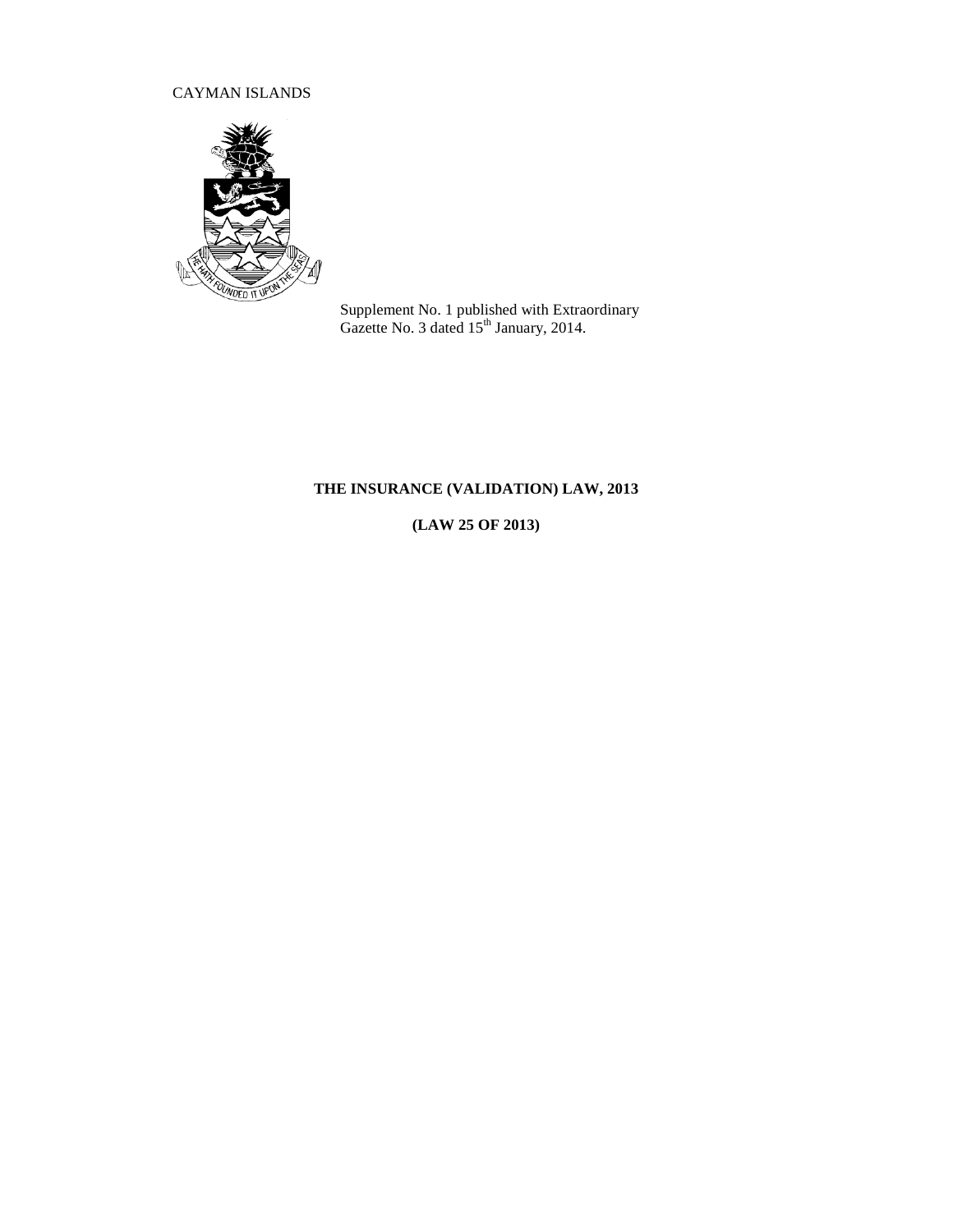CAYMAN ISLANDS

Supplement No. 1 published with Extraordinary Gazette No. 3 dated 15th January, 2014.

**THE INSURANCE (VALIDATION) LAW, 2013**

**(LAW 25 OF 2013)**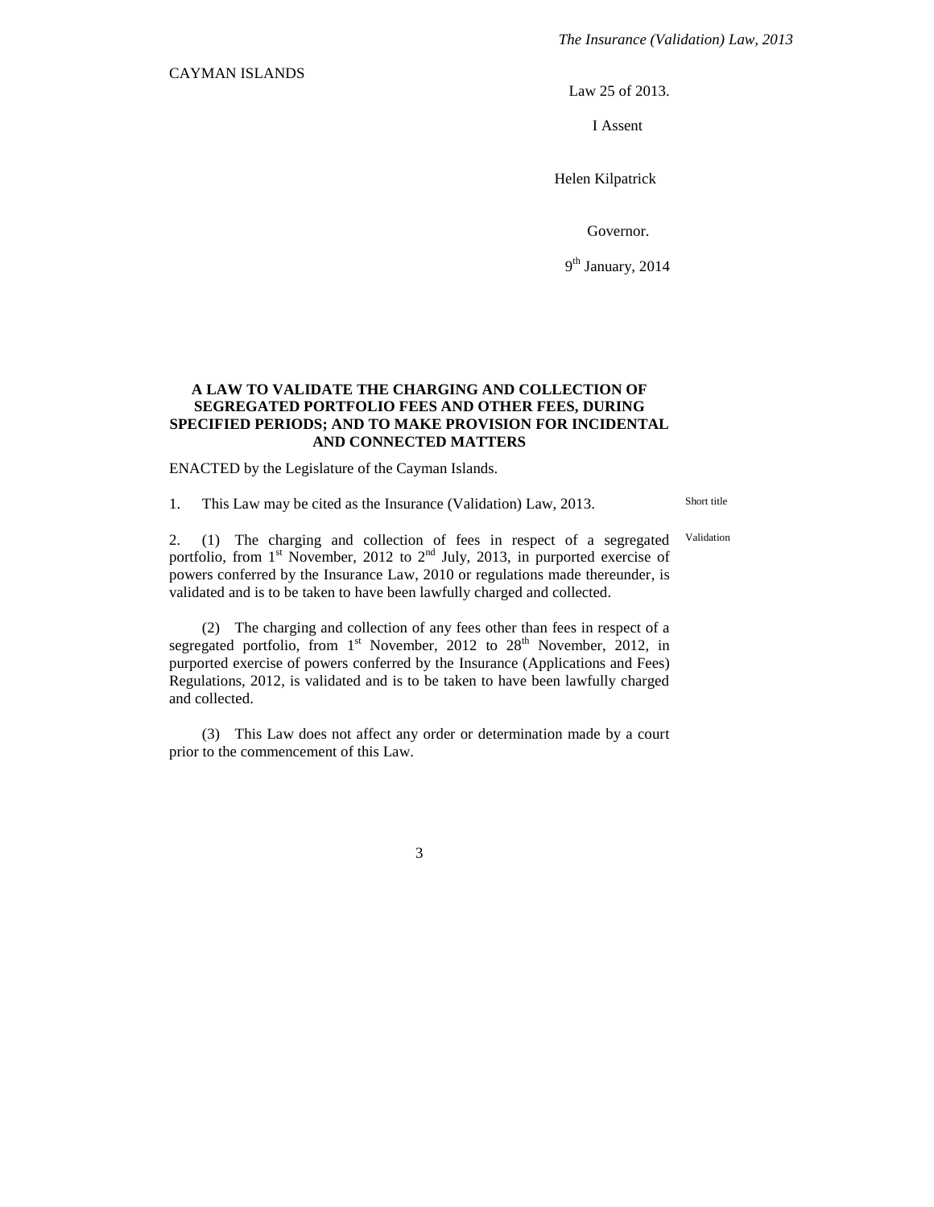CAYMAN ISLANDS

Law 25 of 2013.

I Assent

Helen Kilpatrick

Governor.

9th January, 2014

**A LAW TO VALIDATE THE CHARGING AND COLLECTION OF SEGREGATED PORTFOLIO FEES AND OTHER FEES, DURING SPECIFIED PERIODS; AND TO MAKE PROVISION FOR INCIDENTAL AND CONNECTED MATTERS**

ENACTED by the Legislature of the Cayman Islands.

Short title

1. This Law may be cited as the Insurance (Validation) Law, 2013.

Validation

2. (1) The charging and collection of fees in respect of a segregated portfolio, from 1st November, 2012 to 2nd July, 2013, in purported exercise of powers conferred by the Insurance Law, 2010 or regulations made thereunder, is validated and is to be taken to have been lawfully charged and collected.

(2) The charging and collection of any fees other than fees in respect of a segregated portfolio, from 1st November, 2012 to 28th November, 2012, in purported exercise of powers conferred by the Insurance (Applications and Fees) Regulations, 2012, is validated and is to be taken to have been lawfully charged and collected.

(3) This Law does not affect any order or determination made by a court prior to the commencement of this Law.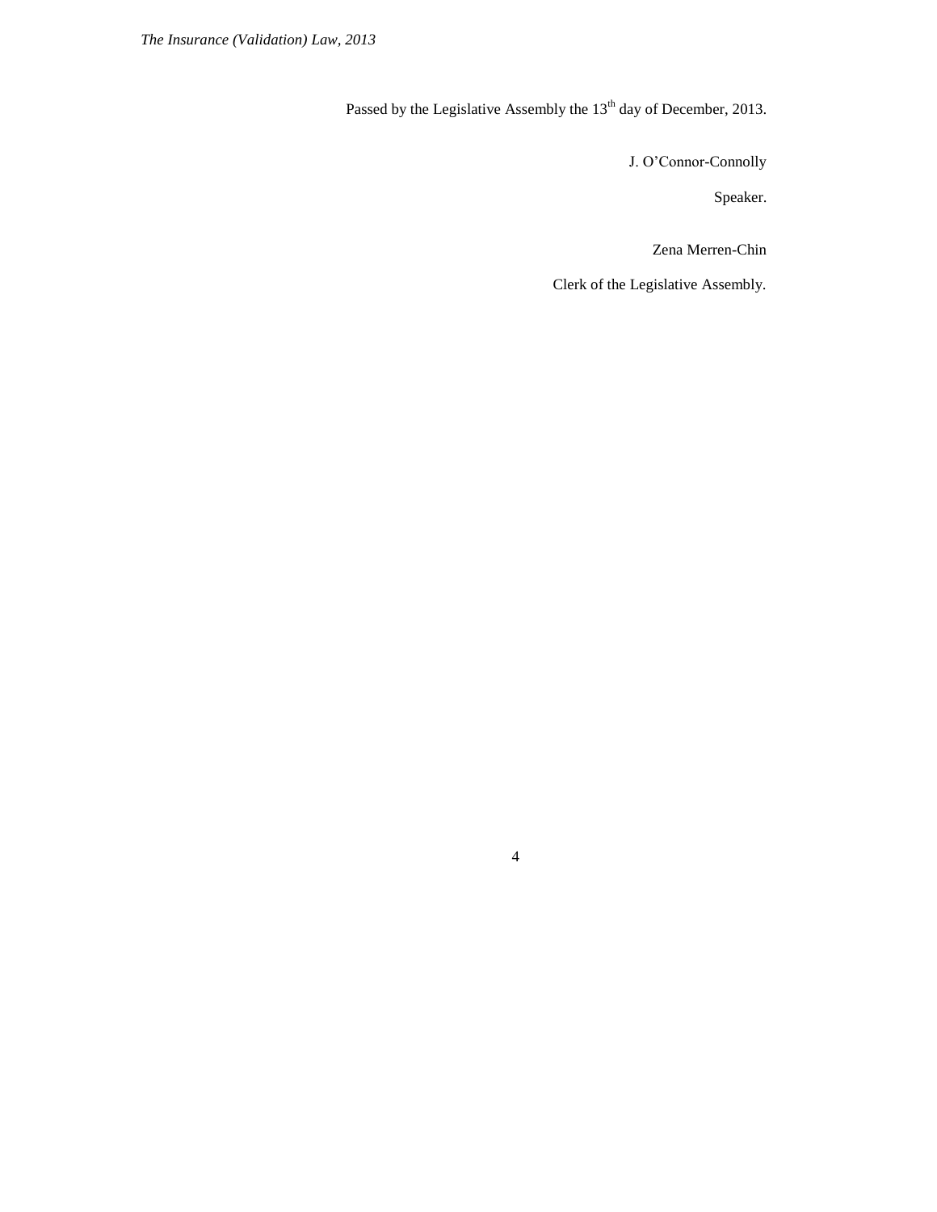Passed by the Legislative Assembly the 13th day of December, 2013.

J. O'Connor-Connolly

Speaker.

Zena Merren-Chin

Clerk of the Legislative Assembly.